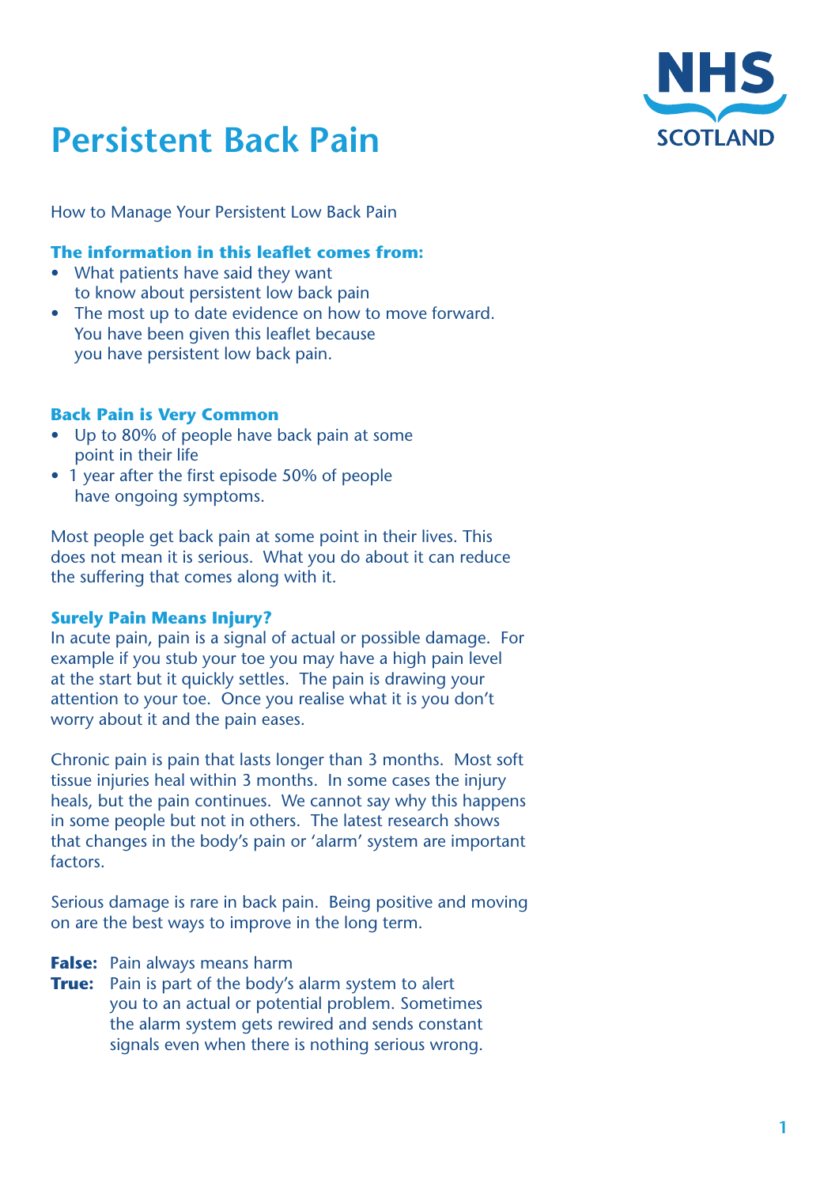# Persistent Back Pain

How to Manage Your Persistent Low Back Pain

### The information in this leaflet comes from:

- What patients have said they want to know about persistent low back pain
- The most up to date evidence on how to move forward. You have been given this leaflet because you have persistent low back pain.

### Back Pain is Very Common

- Up to 80% of people have back pain at some point in their life
- 1 year after the first episode 50% of people have ongoing symptoms.

Most people get back pain at some point in their lives. This does not mean it is serious. What you do about it can reduce the suffering that comes along with it.

### Surely Pain Means Injury?

In acute pain, pain is a signal of actual or possible damage. For example if you stub your toe you may have a high pain level at the start but it quickly settles. The pain is drawing your attention to your toe. Once you realise what it is you don't worry about it and the pain eases.

Chronic pain is pain that lasts longer than 3 months. Most soft tissue injuries heal within 3 months. In some cases the injury heals, but the pain continues. We cannot say why this happens in some people but not in others. The latest research shows that changes in the body's pain or 'alarm' system are important factors.

Serious damage is rare in back pain. Being positive and moving on are the best ways to improve in the long term.

**False:** Pain always means harm
**True:** Pain is part of the body's alarm system to alert you to an actual or potential problem. Sometimes the alarm system gets rewired and sends constant signals even when there is nothing serious wrong.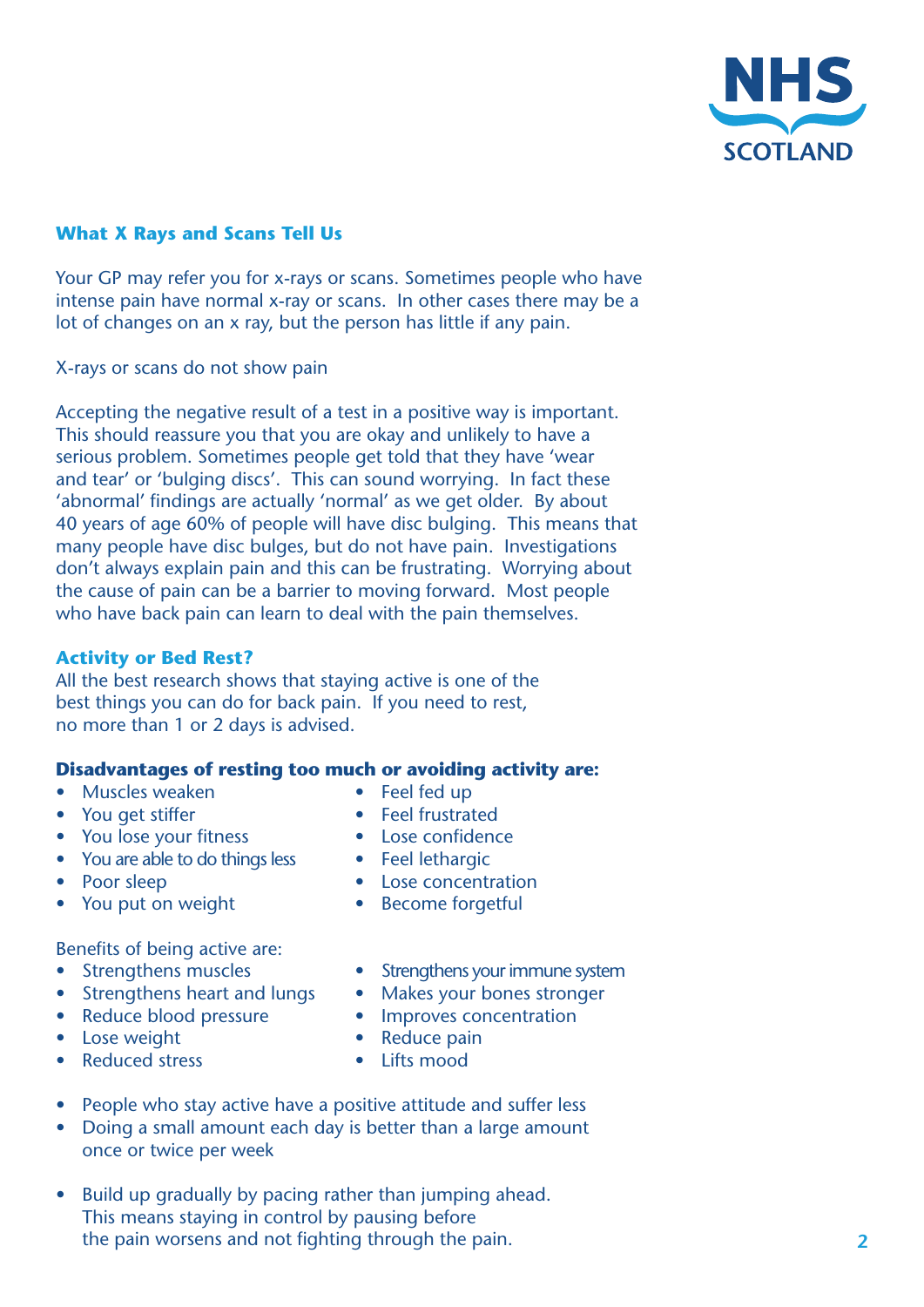## What X Rays and Scans Tell Us

Your GP may refer you for x-rays or scans. Sometimes people who have intense pain have normal x-ray or scans. In other cases there may be a lot of changes on an x ray, but the person has little if any pain.

X-rays or scans do not show pain

Accepting the negative result of a test in a positive way is important. This should reassure you that you are okay and unlikely to have a serious problem. Sometimes people get told that they have 'wear and tear' or 'bulging discs'. This can sound worrying. In fact these 'abnormal' findings are actually 'normal' as we get older. By about 40 years of age 60% of people will have disc bulging. This means that many people have disc bulges, but do not have pain. Investigations don't always explain pain and this can be frustrating. Worrying about the cause of pain can be a barrier to moving forward. Most people who have back pain can learn to deal with the pain themselves.

## Activity or Bed Rest?

All the best research shows that staying active is one of the best things you can do for back pain. If you need to rest, no more than 1 or 2 days is advised.

**Disadvantages of resting too much or avoiding activity are:**

- Muscles weaken
- You get stiffer
- You lose your fitness
- You are able to do things less
- Poor sleep
- You put on weight
- Feel fed up
- Feel frustrated
- Lose confidence
- Feel lethargic
- Lose concentration
- Become forgetful

Benefits of being active are:

- Strengthens muscles
- Strengthens heart and lungs
- Reduce blood pressure
- Lose weight
- Reduced stress
- Strengthens your immune system
- Makes your bones stronger
- Improves concentration
- Reduce pain
- Lifts mood

- People who stay active have a positive attitude and suffer less
- Doing a small amount each day is better than a large amount once or twice per week

- Build up gradually by pacing rather than jumping ahead. This means staying in control by pausing before the pain worsens and not fighting through the pain.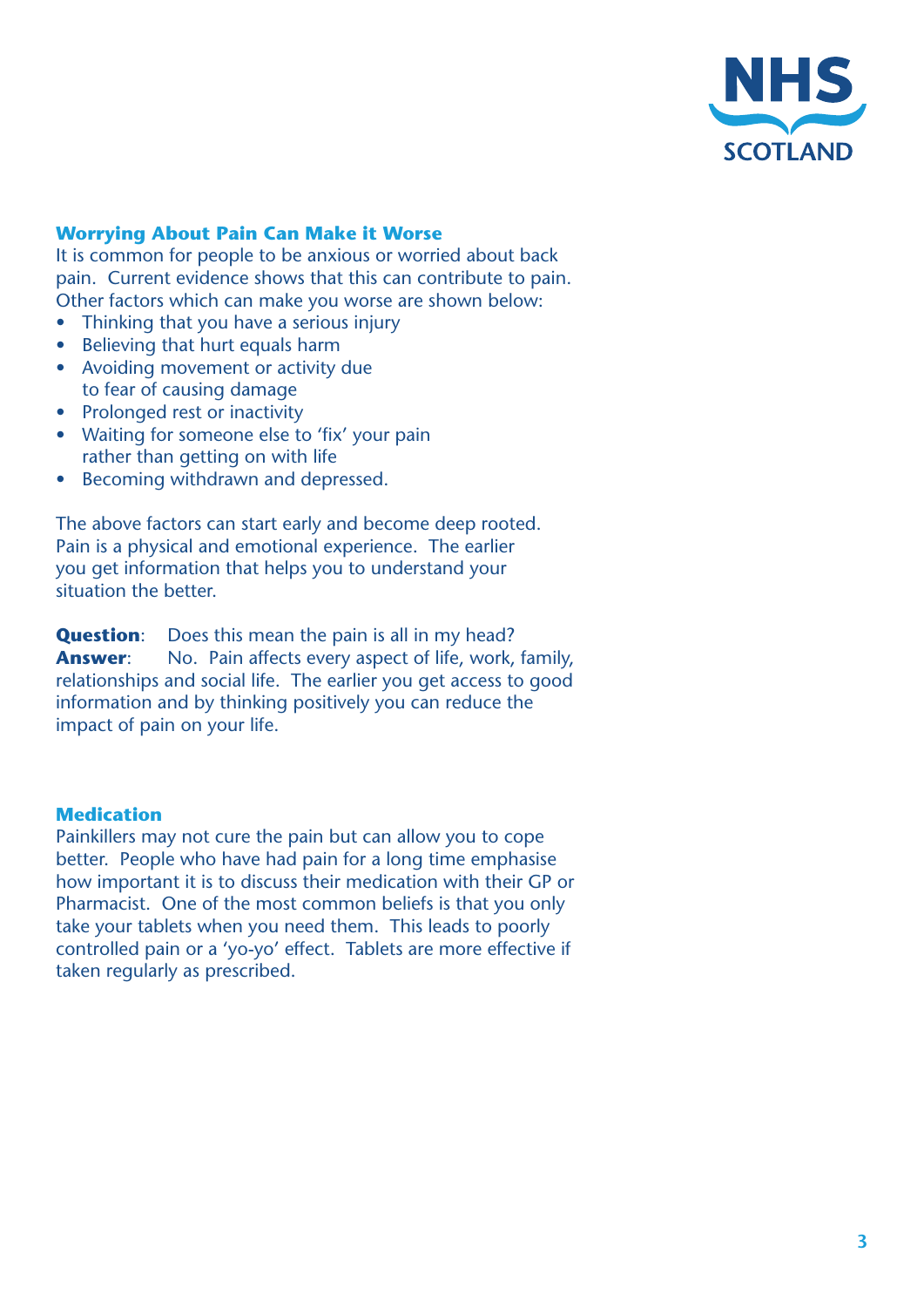## Worrying About Pain Can Make it Worse

It is common for people to be anxious or worried about back pain. Current evidence shows that this can contribute to pain. Other factors which can make you worse are shown below:

- Thinking that you have a serious injury
- Believing that hurt equals harm
- Avoiding movement or activity due to fear of causing damage
- Prolonged rest or inactivity
- Waiting for someone else to 'fix' your pain rather than getting on with life
- Becoming withdrawn and depressed.

The above factors can start early and become deep rooted. Pain is a physical and emotional experience. The earlier you get information that helps you to understand your situation the better.

**Question**: Does this mean the pain is all in my head?
**Answer**: No. Pain affects every aspect of life, work, family, relationships and social life. The earlier you get access to good information and by thinking positively you can reduce the impact of pain on your life.

## Medication

Painkillers may not cure the pain but can allow you to cope better. People who have had pain for a long time emphasise how important it is to discuss their medication with their GP or Pharmacist. One of the most common beliefs is that you only take your tablets when you need them. This leads to poorly controlled pain or a 'yo-yo' effect. Tablets are more effective if taken regularly as prescribed.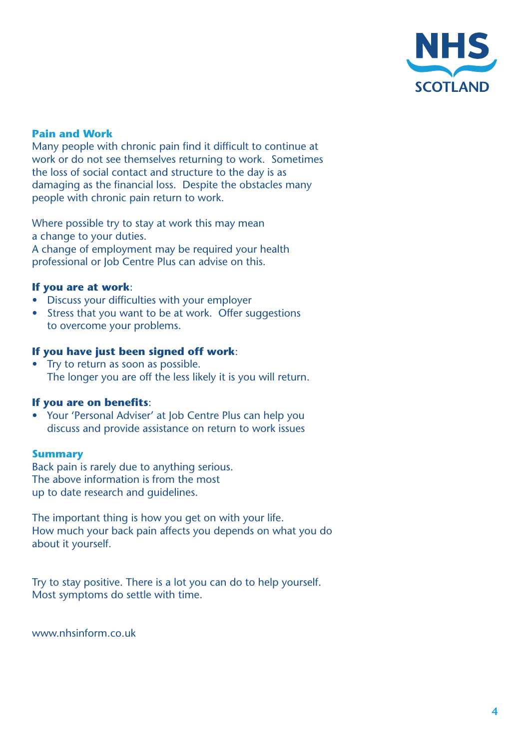NHS SCOTLAND

## Pain and Work

Many people with chronic pain find it difficult to continue at work or do not see themselves returning to work. Sometimes the loss of social contact and structure to the day is as damaging as the financial loss. Despite the obstacles many people with chronic pain return to work.

Where possible try to stay at work this may mean a change to your duties.
A change of employment may be required your health professional or Job Centre Plus can advise on this.

**If you are at work**:

- Discuss your difficulties with your employer
- Stress that you want to be at work. Offer suggestions to overcome your problems.

**If you have just been signed off work**:

- Try to return as soon as possible.
  The longer you are off the less likely it is you will return.

**If you are on benefits**:

- Your 'Personal Adviser' at Job Centre Plus can help you discuss and provide assistance on return to work issues

## Summary

Back pain is rarely due to anything serious.
The above information is from the most up to date research and guidelines.

The important thing is how you get on with your life.
How much your back pain affects you depends on what you do about it yourself.

Try to stay positive. There is a lot you can do to help yourself.
Most symptoms do settle with time.

www.nhsinform.co.uk